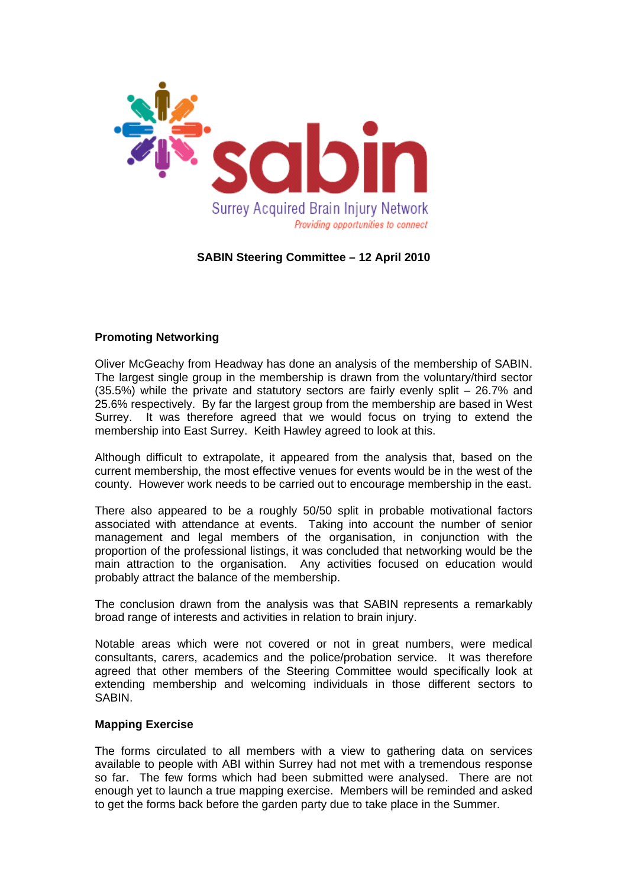sabin

Surrey Acquired Brain Injury Network

*Providing opportunities to connect*

**SABIN Steering Committee – 12 April 2010**

**Promoting Networking**

Oliver McGeachy from Headway has done an analysis of the membership of SABIN. The largest single group in the membership is drawn from the voluntary/third sector (35.5%) while the private and statutory sectors are fairly evenly split – 26.7% and 25.6% respectively. By far the largest group from the membership are based in West Surrey. It was therefore agreed that we would focus on trying to extend the membership into East Surrey. Keith Hawley agreed to look at this.

Although difficult to extrapolate, it appeared from the analysis that, based on the current membership, the most effective venues for events would be in the west of the county. However work needs to be carried out to encourage membership in the east.

There also appeared to be a roughly 50/50 split in probable motivational factors associated with attendance at events. Taking into account the number of senior management and legal members of the organisation, in conjunction with the proportion of the professional listings, it was concluded that networking would be the main attraction to the organisation. Any activities focused on education would probably attract the balance of the membership.

The conclusion drawn from the analysis was that SABIN represents a remarkably broad range of interests and activities in relation to brain injury.

Notable areas which were not covered or not in great numbers, were medical consultants, carers, academics and the police/probation service. It was therefore agreed that other members of the Steering Committee would specifically look at extending membership and welcoming individuals in those different sectors to SABIN.

**Mapping Exercise**

The forms circulated to all members with a view to gathering data on services available to people with ABI within Surrey had not met with a tremendous response so far. The few forms which had been submitted were analysed. There are not enough yet to launch a true mapping exercise. Members will be reminded and asked to get the forms back before the garden party due to take place in the Summer.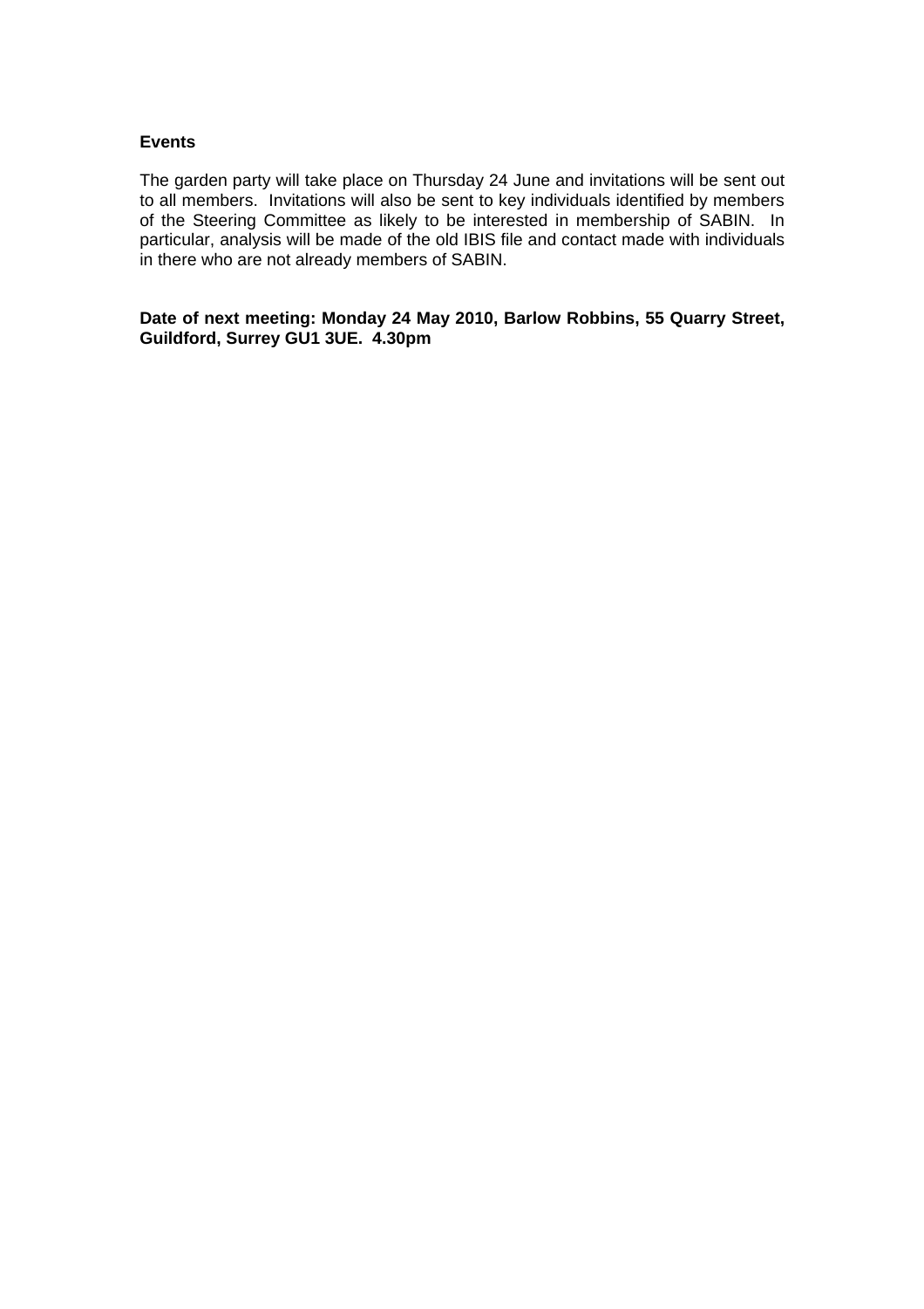**Events**

The garden party will take place on Thursday 24 June and invitations will be sent out to all members. Invitations will also be sent to key individuals identified by members of the Steering Committee as likely to be interested in membership of SABIN. In particular, analysis will be made of the old IBIS file and contact made with individuals in there who are not already members of SABIN.

**Date of next meeting: Monday 24 May 2010, Barlow Robbins, 55 Quarry Street, Guildford, Surrey GU1 3UE. 4.30pm**